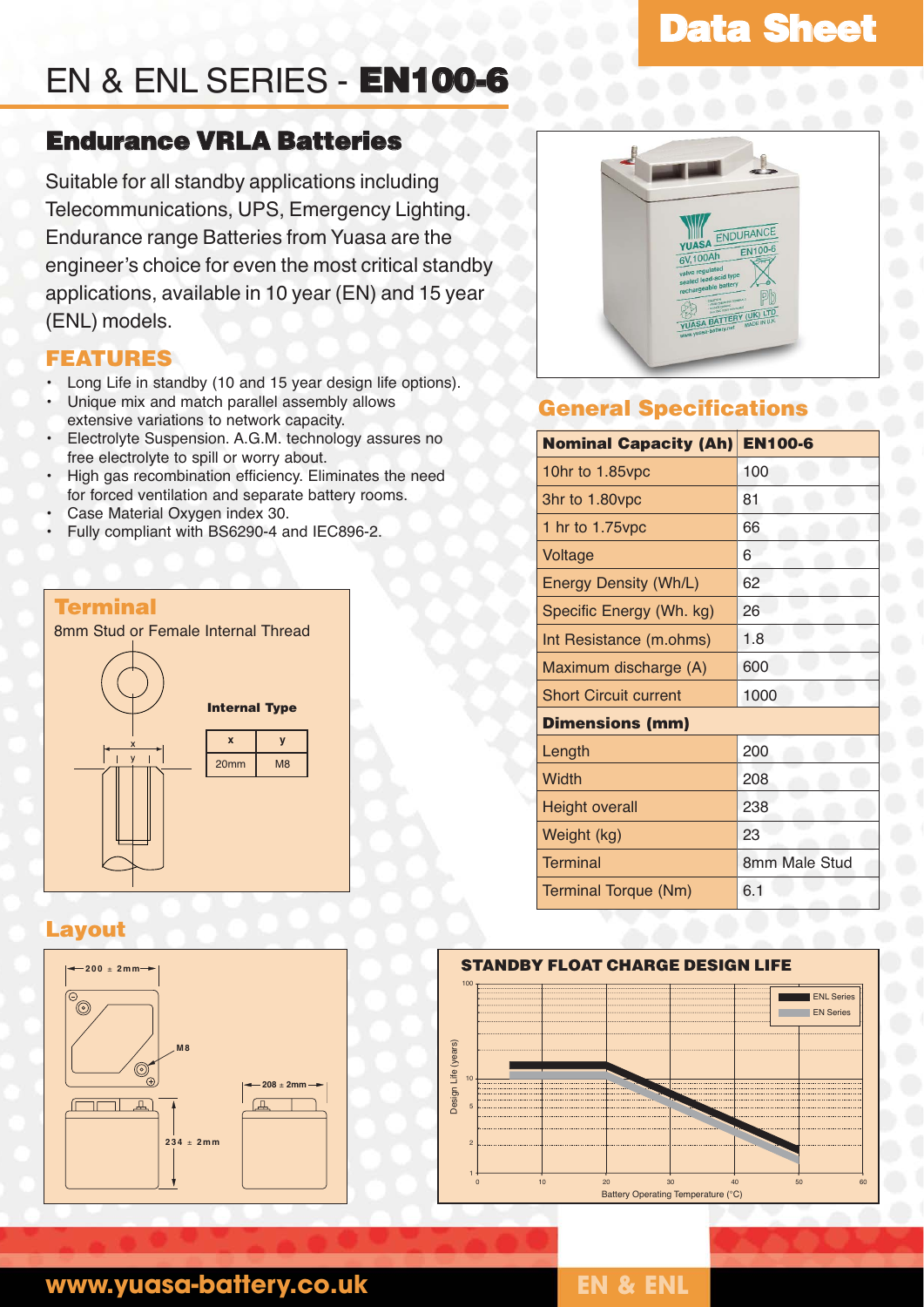# EN & ENL SERIES - **EN100-6**

## Endurance VRLA Batteries

Suitable for all standby applications including Telecommunications, UPS, Emergency Lighting. Endurance range Batteries from Yuasa are the engineer's choice for even the most critical standby applications, available in 10 year (EN) and 15 year (ENL) models.

### FEATURES

- Long Life in standby (10 and 15 year design life options).
- Unique mix and match parallel assembly allows extensive variations to network capacity.
- Electrolyte Suspension. A.G.M. technology assures no free electrolyte to spill or worry about.
- High gas recombination efficiency. Eliminates the need for forced ventilation and separate battery rooms.
- Case Material Oxygen index 30.
- Fully compliant with BS6290-4 and IEC896-2.

### Terminal

8mm Stud or Female Internal Thread

**Internal Type**

| x | y |
|---|---|
| 20mm | M8 |

### General Specifications

| **Nominal Capacity (Ah)** | **EN100-6** |
|---|---|
| 10hr to 1.85vpc | 100 |
| 3hr to 1.80vpc | 81 |
| 1 hr to 1.75vpc | 66 |
| Voltage | 6 |
| Energy Density (Wh/L) | 62 |
| Specific Energy (Wh. kg) | 26 |
| Int Resistance (m.ohms) | 1.8 |
| Maximum discharge (A) | 600 |
| Short Circuit current | 1000 |
| **Dimensions (mm)** | |
| Length | 200 |
| Width | 208 |
| Height overall | 238 |
| Weight (kg) | 23 |
| Terminal | 8mm Male Stud |
| Terminal Torque (Nm) | 6.1 |

### Layout

200 ± 2mm

M8

208 ± 2mm

234 ± 2mm

### STANDBY FLOAT CHARGE DESIGN LIFE

ENL Series
EN Series

Design Life (years)

Battery Operating Temperature (°C)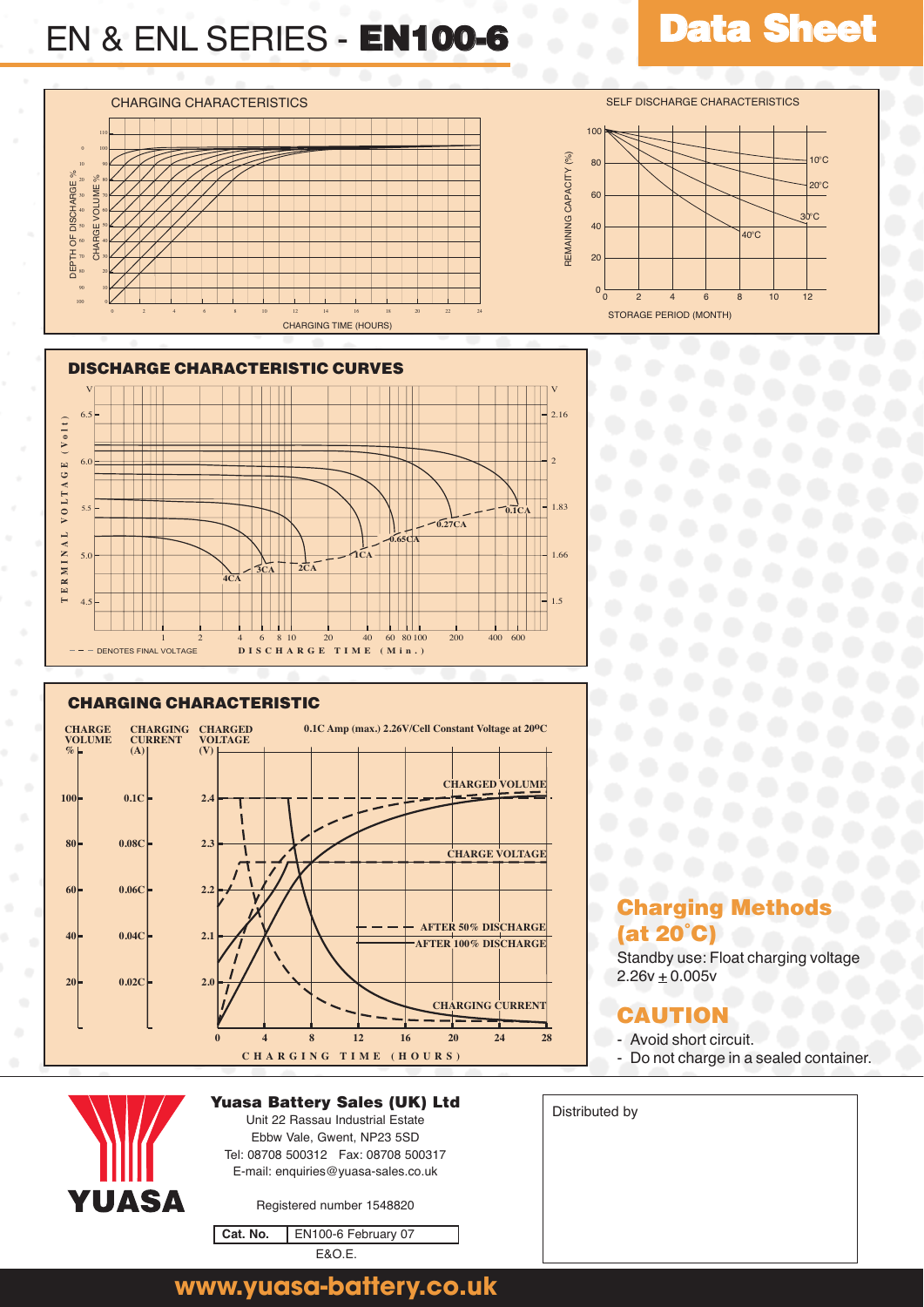# EN & ENL SERIES - EN100-6

## Data Sheet

### CHARGING CHARACTERISTICS

DEPTH OF DISCHARGE %
CHARGE VOLUME %
CHARGING TIME (HOURS)
0 2 4 6 8 10 12 14 16 18 20 22 24

### SELF DISCHARGE CHARACTERISTICS

REMAINING CAPACITY (%)
100 80 60 40 20 0
STORAGE PERIOD (MONTH)
0 2 4 6 8 10 12
10°C
20°C
30°C
40°C

### DISCHARGE CHARACTERISTIC CURVES

TERMINAL VOLTAGE (Volt)
V
6.5 6.0 5.5 5.0 4.5
V
2.16 2 1.83 1.66 1.5
0.1CA 0.27CA 0.65CA 1CA 2CA 3CA 4CA
1 2 4 6 8 10 20 40 60 80 100 200 400 600
DISCHARGE TIME (Min.)
– – – DENOTES FINAL VOLTAGE

### CHARGING CHARACTERISTIC

0.1C Amp (max.) 2.26V/Cell Constant Voltage at 20°C

CHARGE VOLUME % | CHARGING CURRENT (A) | CHARGED VOLTAGE (V)
100 | 0.1C | 2.4
80 | 0.08C | 2.3
60 | 0.06C | 2.2
40 | 0.04C | 2.1
20 | 0.02C | 2.0

CHARGED VOLUME
CHARGE VOLTAGE
AFTER 50% DISCHARGE
AFTER 100% DISCHARGE
CHARGING CURRENT
0 4 8 12 16 20 24 28
CHARGING TIME (HOURS)

## Charging Methods (at 20°C)

Standby use: Float charging voltage 2.26v ± 0.005v

## CAUTION

- Avoid short circuit.
- Do not charge in a sealed container.

**Yuasa Battery Sales (UK) Ltd**
Unit 22 Rassau Industrial Estate
Ebbw Vale, Gwent, NP23 5SD
Tel: 08708 500312 Fax: 08708 500317
E-mail: enquiries@yuasa-sales.co.uk

Registered number 1548820

| Cat. No. | EN100-6 February 07 |
|---|---|

E&O.E.

Distributed by

YUASA

www.yuasa-battery.co.uk